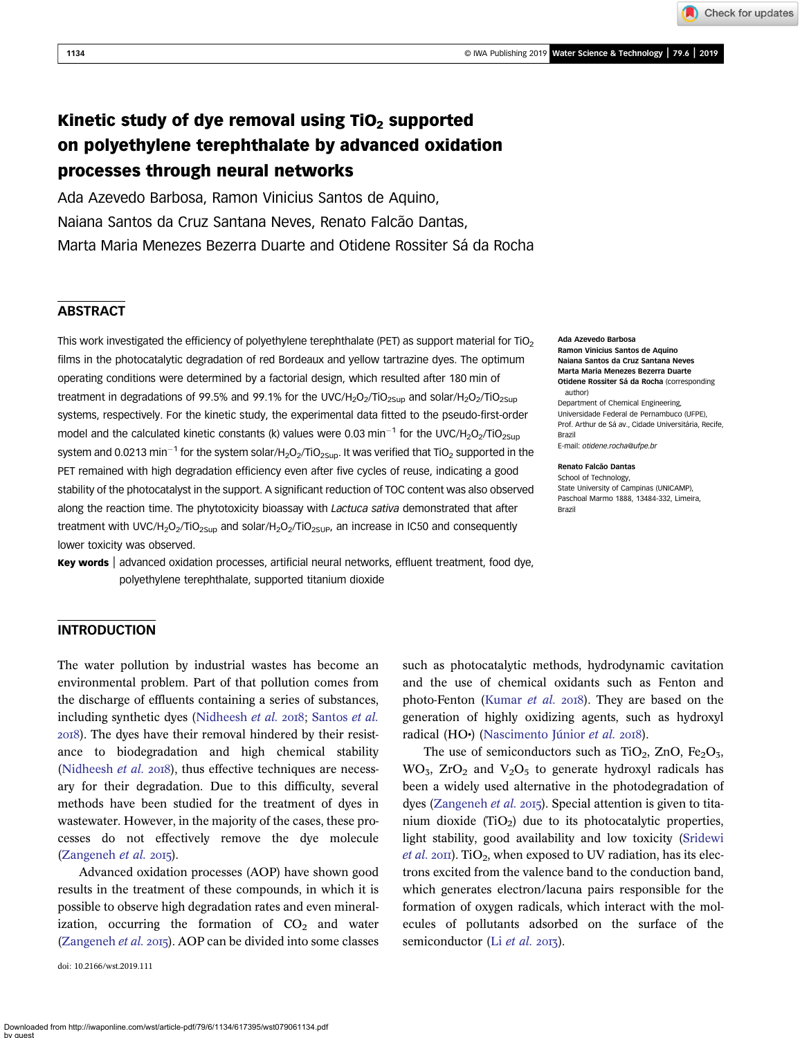# Kinetic study of dye removal using $TiO_2$ supported on polyethylene terephthalate by advanced oxidation processes through neural networks

Ada Azevedo Barbosa, Ramon Vinicius Santos de Aquino, Naiana Santos da Cruz Santana Neves, Renato Falcão Dantas, Marta Maria Menezes Bezerra Duarte and Otidene Rossiter Sá da Rocha

## ABSTRACT

This work investigated the efficiency of polyethylene terephthalate (PET) as support material for $TiO_2$ films in the photocatalytic degradation of red Bordeaux and yellow tartrazine dyes. The optimum operating conditions were determined by a factorial design, which resulted after 180 min of treatment in degradations of 99.5% and 99.1% for the UVC/$H_2O_2$/$TiO_{2Sup}$ and solar/$H_2O_2$/$TiO_{2Sup}$ systems, respectively. For the kinetic study, the experimental data fitted to the pseudo-first-order model and the calculated kinetic constants (k) values were 0.03 $min^{-1}$ for the UVC/$H_2O_2$/$TiO_{2Sup}$ system and 0.0213 $min^{-1}$ for the system solar/$H_2O_2$/$TiO_{2Sup}$. It was verified that $TiO_2$ supported in the PET remained with high degradation efficiency even after five cycles of reuse, indicating a good stability of the photocatalyst in the support. A significant reduction of TOC content was also observed along the reaction time. The phytotoxicity bioassay with *Lactuca sativa* demonstrated that after treatment with UVC/$H_2O_2$/$TiO_{2Sup}$ and solar/$H_2O_2$/$TiO_{2SUP}$, an increase in IC50 and consequently lower toxicity was observed.

**Key words** | advanced oxidation processes, artificial neural networks, effluent treatment, food dye, polyethylene terephthalate, supported titanium dioxide

**Ada Azevedo Barbosa**
**Ramon Vinicius Santos de Aquino**
**Naiana Santos da Cruz Santana Neves**
**Marta Maria Menezes Bezerra Duarte**
**Otidene Rossiter Sá da Rocha** (corresponding author)
Department of Chemical Engineering,
Universidade Federal de Pernambuco (UFPE),
Prof. Arthur de Sá av., Cidade Universitária, Recife,
Brazil
E-mail: *otidene.rocha@ufpe.br*

**Renato Falcão Dantas**
School of Technology,
State University of Campinas (UNICAMP),
Paschoal Marmo 1888, 13484-332, Limeira,
Brazil

## INTRODUCTION

The water pollution by industrial wastes has become an environmental problem. Part of that pollution comes from the discharge of effluents containing a series of substances, including synthetic dyes (Nidheesh *et al.* 2018; Santos *et al.* 2018). The dyes have their removal hindered by their resistance to biodegradation and high chemical stability (Nidheesh *et al.* 2018), thus effective techniques are necessary for their degradation. Due to this difficulty, several methods have been studied for the treatment of dyes in wastewater. However, in the majority of the cases, these processes do not effectively remove the dye molecule (Zangeneh *et al.* 2015).

Advanced oxidation processes (AOP) have shown good results in the treatment of these compounds, in which it is possible to observe high degradation rates and even mineralization, occurring the formation of $CO_2$ and water (Zangeneh *et al.* 2015). AOP can be divided into some classes such as photocatalytic methods, hydrodynamic cavitation and the use of chemical oxidants such as Fenton and photo-Fenton (Kumar *et al.* 2018). They are based on the generation of highly oxidizing agents, such as hydroxyl radical (HO•) (Nascimento Júnior *et al.* 2018).

The use of semiconductors such as $TiO_2$, ZnO, $Fe_2O_3$, $WO_3$, $ZrO_2$ and $V_2O_5$ to generate hydroxyl radicals has been a widely used alternative in the photodegradation of dyes (Zangeneh *et al.* 2015). Special attention is given to titanium dioxide ($TiO_2$) due to its photocatalytic properties, light stability, good availability and low toxicity (Sridewi *et al.* 2011). $TiO_2$, when exposed to UV radiation, has its electrons excited from the valence band to the conduction band, which generates electron/lacuna pairs responsible for the formation of oxygen radicals, which interact with the molecules of pollutants adsorbed on the surface of the semiconductor (Li *et al.* 2013).

doi: 10.2166/wst.2019.111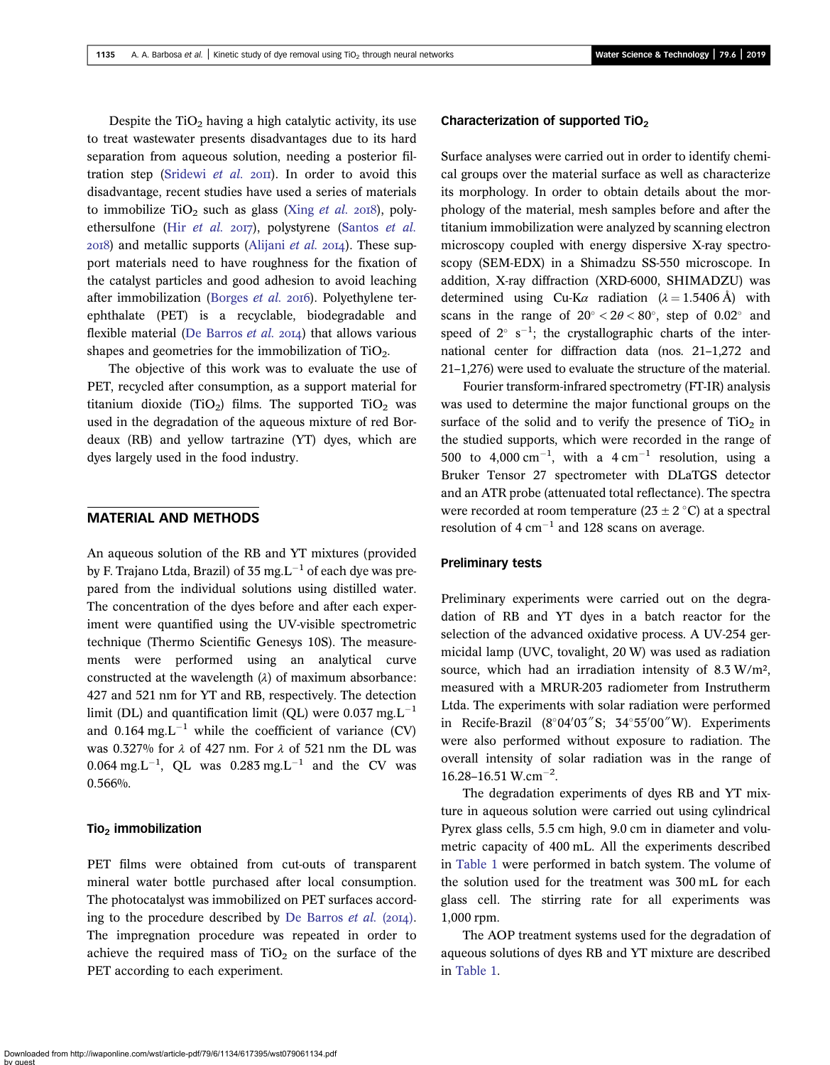Despite the $TiO_2$ having a high catalytic activity, its use to treat wastewater presents disadvantages due to its hard separation from aqueous solution, needing a posterior filtration step (Sridewi *et al.* 2011). In order to avoid this disadvantage, recent studies have used a series of materials to immobilize $TiO_2$ such as glass (Xing *et al.* 2018), polyethersulfone (Hir *et al.* 2017), polystyrene (Santos *et al.* 2018) and metallic supports (Alijani *et al.* 2014). These support materials need to have roughness for the fixation of the catalyst particles and good adhesion to avoid leaching after immobilization (Borges *et al.* 2016). Polyethylene terephthalate (PET) is a recyclable, biodegradable and flexible material (De Barros *et al.* 2014) that allows various shapes and geometries for the immobilization of $TiO_2$.

The objective of this work was to evaluate the use of PET, recycled after consumption, as a support material for titanium dioxide ($TiO_2$) films. The supported $TiO_2$ was used in the degradation of the aqueous mixture of red Bordeaux (RB) and yellow tartrazine (YT) dyes, which are dyes largely used in the food industry.

## MATERIAL AND METHODS

An aqueous solution of the RB and YT mixtures (provided by F. Trajano Ltda, Brazil) of 35 $mg.L^{-1}$ of each dye was prepared from the individual solutions using distilled water. The concentration of the dyes before and after each experiment were quantified using the UV-visible spectrometric technique (Thermo Scientific Genesys 10S). The measurements were performed using an analytical curve constructed at the wavelength ($\lambda$) of maximum absorbance: 427 and 521 nm for YT and RB, respectively. The detection limit (DL) and quantification limit (QL) were 0.037 $mg.L^{-1}$ and 0.164 $mg.L^{-1}$ while the coefficient of variance (CV) was 0.327% for $\lambda$ of 427 nm. For $\lambda$ of 521 nm the DL was 0.064 $mg.L^{-1}$, QL was 0.283 $mg.L^{-1}$ and the CV was 0.566%.

### $TiO_2$ immobilization

PET films were obtained from cut-outs of transparent mineral water bottle purchased after local consumption. The photocatalyst was immobilized on PET surfaces according to the procedure described by De Barros *et al.* (2014). The impregnation procedure was repeated in order to achieve the required mass of $TiO_2$ on the surface of the PET according to each experiment.

### Characterization of supported $TiO_2$

Surface analyses were carried out in order to identify chemical groups over the material surface as well as characterize its morphology. In order to obtain details about the morphology of the material, mesh samples before and after the titanium immobilization were analyzed by scanning electron microscopy coupled with energy dispersive X-ray spectroscopy (SEM-EDX) in a Shimadzu SS-550 microscope. In addition, X-ray diffraction (XRD-6000, SHIMADZU) was determined using Cu-K$\alpha$ radiation ($\lambda = 1.5406$ Å) with scans in the range of $20^\circ < 2\theta < 80^\circ$, step of $0.02^\circ$ and speed of $2^\circ$ $s^{-1}$; the crystallographic charts of the international center for diffraction data (nos. 21–1,272 and 21–1,276) were used to evaluate the structure of the material.

Fourier transform-infrared spectrometry (FT-IR) analysis was used to determine the major functional groups on the surface of the solid and to verify the presence of $TiO_2$ in the studied supports, which were recorded in the range of 500 to 4,000 $cm^{-1}$, with a 4 $cm^{-1}$ resolution, using a Bruker Tensor 27 spectrometer with DLaTGS detector and an ATR probe (attenuated total reflectance). The spectra were recorded at room temperature ($23 \pm 2$ °C) at a spectral resolution of 4 $cm^{-1}$ and 128 scans on average.

### Preliminary tests

Preliminary experiments were carried out on the degradation of RB and YT dyes in a batch reactor for the selection of the advanced oxidative process. A UV-254 germicidal lamp (UVC, tovalight, 20 W) was used as radiation source, which had an irradiation intensity of 8.3 W/m², measured with a MRUR-203 radiometer from Instrutherm Ltda. The experiments with solar radiation were performed in Recife-Brazil (8°04′03″S; 34°55′00″W). Experiments were also performed without exposure to radiation. The overall intensity of solar radiation was in the range of 16.28–16.51 $W.cm^{-2}$.

The degradation experiments of dyes RB and YT mixture in aqueous solution were carried out using cylindrical Pyrex glass cells, 5.5 cm high, 9.0 cm in diameter and volumetric capacity of 400 mL. All the experiments described in Table 1 were performed in batch system. The volume of the solution used for the treatment was 300 mL for each glass cell. The stirring rate for all experiments was 1,000 rpm.

The AOP treatment systems used for the degradation of aqueous solutions of dyes RB and YT mixture are described in Table 1.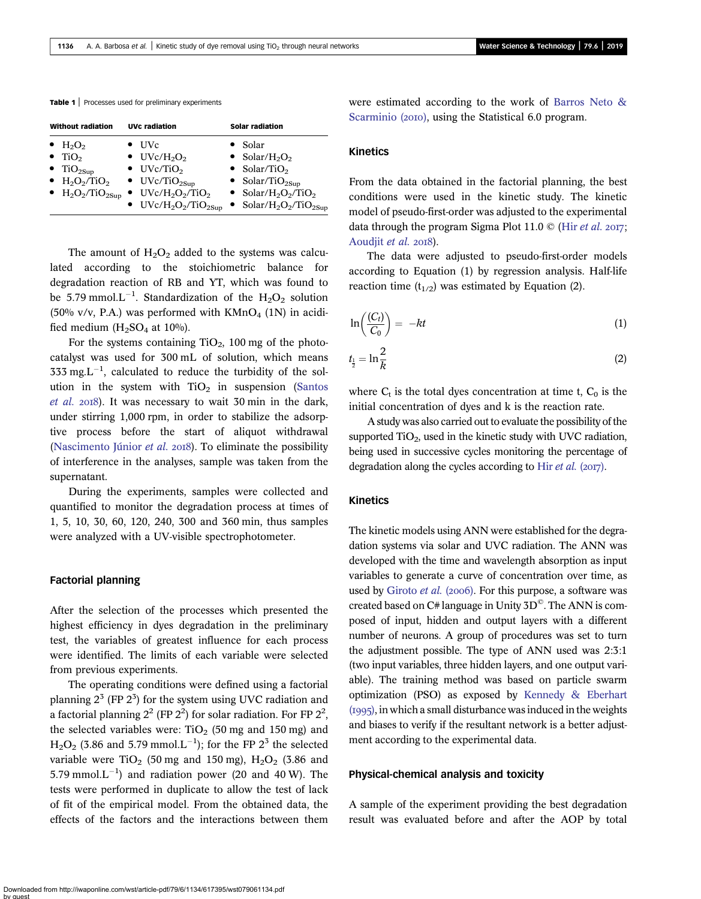**Table 1** | Processes used for preliminary experiments

| Without radiation | UVc radiation | Solar radiation |
|---|---|---|
| • $H_2O_2$ | • UVc | • Solar |
| • $TiO_2$ | • UVc/$H_2O_2$ | • Solar/$H_2O_2$ |
| • $TiO_{2Sup}$ | • UVc/$TiO_2$ | • Solar/$TiO_2$ |
| • $H_2O_2$/$TiO_2$ | • UVc/$TiO_{2Sup}$ | • Solar/$TiO_{2Sup}$ |
| • $H_2O_2$/$TiO_{2Sup}$ | • UVc/$H_2O_2$/$TiO_2$ | • Solar/$H_2O_2$/$TiO_2$ |
| | • UVc/$H_2O_2$/$TiO_{2Sup}$ | • Solar/$H_2O_2$/$TiO_{2Sup}$ |

The amount of $H_2O_2$ added to the systems was calculated according to the stoichiometric balance for degradation reaction of RB and YT, which was found to be 5.79 $mmol.L^{-1}$. Standardization of the $H_2O_2$ solution (50% v/v, P.A.) was performed with $KMnO_4$ (1N) in acidified medium ($H_2SO_4$ at 10%).

For the systems containing $TiO_2$, 100 mg of the photocatalyst was used for 300 mL of solution, which means 333 $mg.L^{-1}$, calculated to reduce the turbidity of the solution in the system with $TiO_2$ in suspension (Santos *et al.* 2018). It was necessary to wait 30 min in the dark, under stirring 1,000 rpm, in order to stabilize the adsorptive process before the start of aliquot withdrawal (Nascimento Júnior *et al.* 2018). To eliminate the possibility of interference in the analyses, sample was taken from the supernatant.

During the experiments, samples were collected and quantified to monitor the degradation process at times of 1, 5, 10, 30, 60, 120, 240, 300 and 360 min, thus samples were analyzed with a UV-visible spectrophotometer.

## Factorial planning

After the selection of the processes which presented the highest efficiency in dyes degradation in the preliminary test, the variables of greatest influence for each process were identified. The limits of each variable were selected from previous experiments.

The operating conditions were defined using a factorial planning $2^3$ (FP $2^3$) for the system using UVC radiation and a factorial planning $2^2$ (FP $2^2$) for solar radiation. For FP $2^2$, the selected variables were: $TiO_2$ (50 mg and 150 mg) and $H_2O_2$ (3.86 and 5.79 $mmol.L^{-1}$); for the FP $2^3$ the selected variable were $TiO_2$ (50 mg and 150 mg), $H_2O_2$ (3.86 and 5.79 $mmol.L^{-1}$) and radiation power (20 and 40 W). The tests were performed in duplicate to allow the test of lack of fit of the empirical model. From the obtained data, the effects of the factors and the interactions between them were estimated according to the work of Barros Neto & Scarminio (2010), using the Statistical 6.0 program.

## Kinetics

From the data obtained in the factorial planning, the best conditions were used in the kinetic study. The kinetic model of pseudo-first-order was adjusted to the experimental data through the program Sigma Plot 11.0 © (Hir *et al.* 2017; Aoudjit *et al.* 2018).

The data were adjusted to pseudo-first-order models according to Equation (1) by regression analysis. Half-life reaction time ($t_{1/2}$) was estimated by Equation (2).

$$\ln\left(\frac{(C_t)}{C_0}\right) = -kt \tag{1}$$

$$t_{\frac{1}{2}} = \ln\frac{2}{k} \tag{2}$$

where $C_t$ is the total dyes concentration at time t, $C_0$ is the initial concentration of dyes and k is the reaction rate.

A study was also carried out to evaluate the possibility of the supported $TiO_2$, used in the kinetic study with UVC radiation, being used in successive cycles monitoring the percentage of degradation along the cycles according to Hir *et al.* (2017).

## Kinetics

The kinetic models using ANN were established for the degradation systems via solar and UVC radiation. The ANN was developed with the time and wavelength absorption as input variables to generate a curve of concentration over time, as used by Giroto *et al.* (2006). For this purpose, a software was created based on C# language in Unity 3D©. The ANN is composed of input, hidden and output layers with a different number of neurons. A group of procedures was set to turn the adjustment possible. The type of ANN used was 2:3:1 (two input variables, three hidden layers, and one output variable). The training method was based on particle swarm optimization (PSO) as exposed by Kennedy & Eberhart (1995), in which a small disturbance was induced in the weights and biases to verify if the resultant network is a better adjustment according to the experimental data.

## Physical-chemical analysis and toxicity

A sample of the experiment providing the best degradation result was evaluated before and after the AOP by total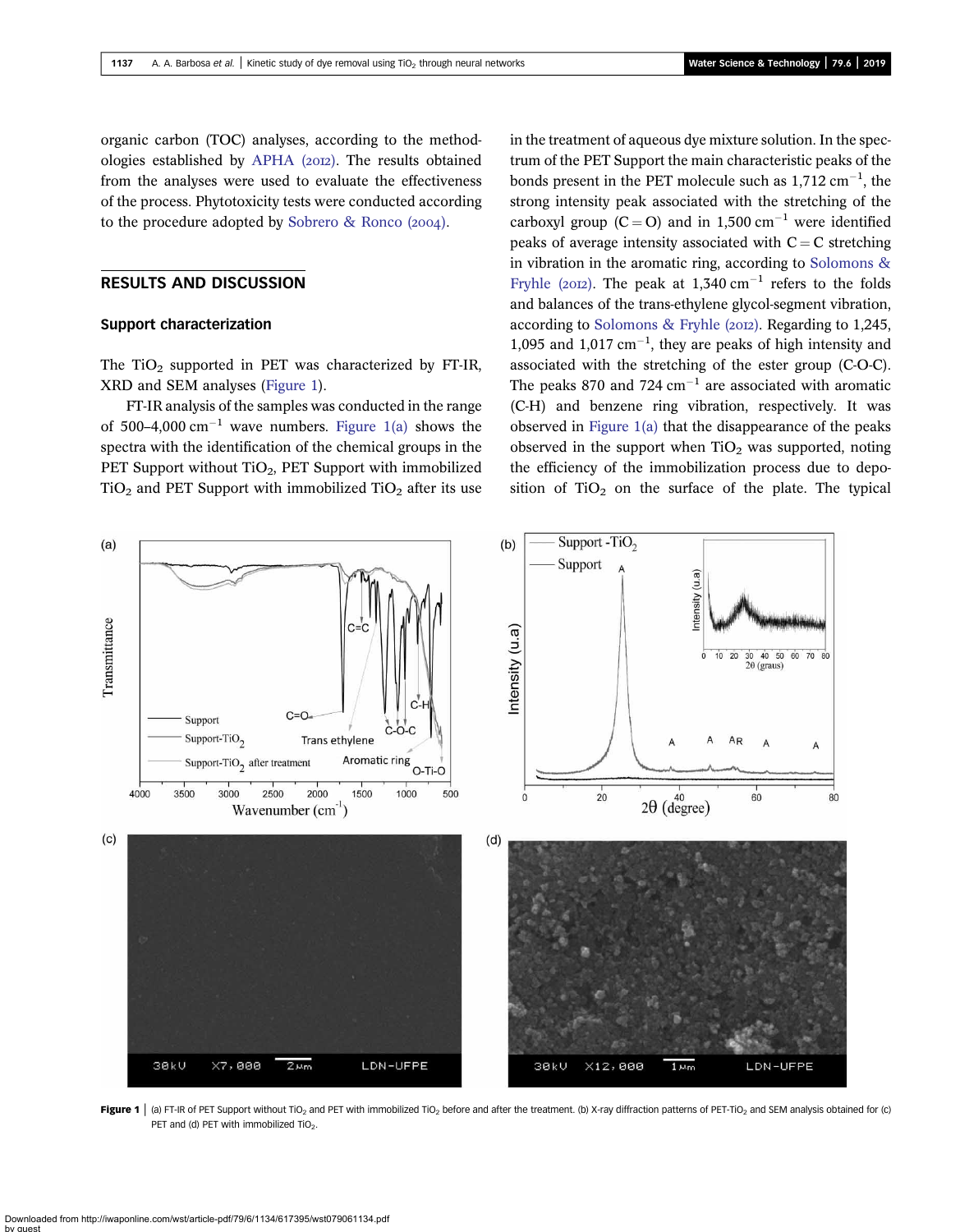organic carbon (TOC) analyses, according to the methodologies established by APHA (2012). The results obtained from the analyses were used to evaluate the effectiveness of the process. Phytotoxicity tests were conducted according to the procedure adopted by Sobrero & Ronco (2004).

## RESULTS AND DISCUSSION

### Support characterization

The $TiO_2$ supported in PET was characterized by FT-IR, XRD and SEM analyses (Figure 1).

FT-IR analysis of the samples was conducted in the range of 500–4,000 cm$^{-1}$ wave numbers. Figure 1(a) shows the spectra with the identification of the chemical groups in the PET Support without $TiO_2$, PET Support with immobilized $TiO_2$ and PET Support with immobilized $TiO_2$ after its use in the treatment of aqueous dye mixture solution. In the spectrum of the PET Support the main characteristic peaks of the bonds present in the PET molecule such as 1,712 cm$^{-1}$, the strong intensity peak associated with the stretching of the carboxyl group (C = O) and in 1,500 cm$^{-1}$ were identified peaks of average intensity associated with C = C stretching in vibration in the aromatic ring, according to Solomons & Fryhle (2012). The peak at 1,340 cm$^{-1}$ refers to the folds and balances of the trans-ethylene glycol-segment vibration, according to Solomons & Fryhle (2012). Regarding to 1,245, 1,095 and 1,017 cm$^{-1}$, they are peaks of high intensity and associated with the stretching of the ester group (C-O-C). The peaks 870 and 724 cm$^{-1}$ are associated with aromatic (C-H) and benzene ring vibration, respectively. It was observed in Figure 1(a) that the disappearance of the peaks observed in the support when $TiO_2$ was supported, noting the efficiency of the immobilization process due to deposition of $TiO_2$ on the surface of the plate. The typical

**Figure 1** | (a) FT-IR of PET Support without $TiO_2$ and PET with immobilized $TiO_2$ before and after the treatment. (b) X-ray diffraction patterns of PET-$TiO_2$ and SEM analysis obtained for (c) PET and (d) PET with immobilized $TiO_2$.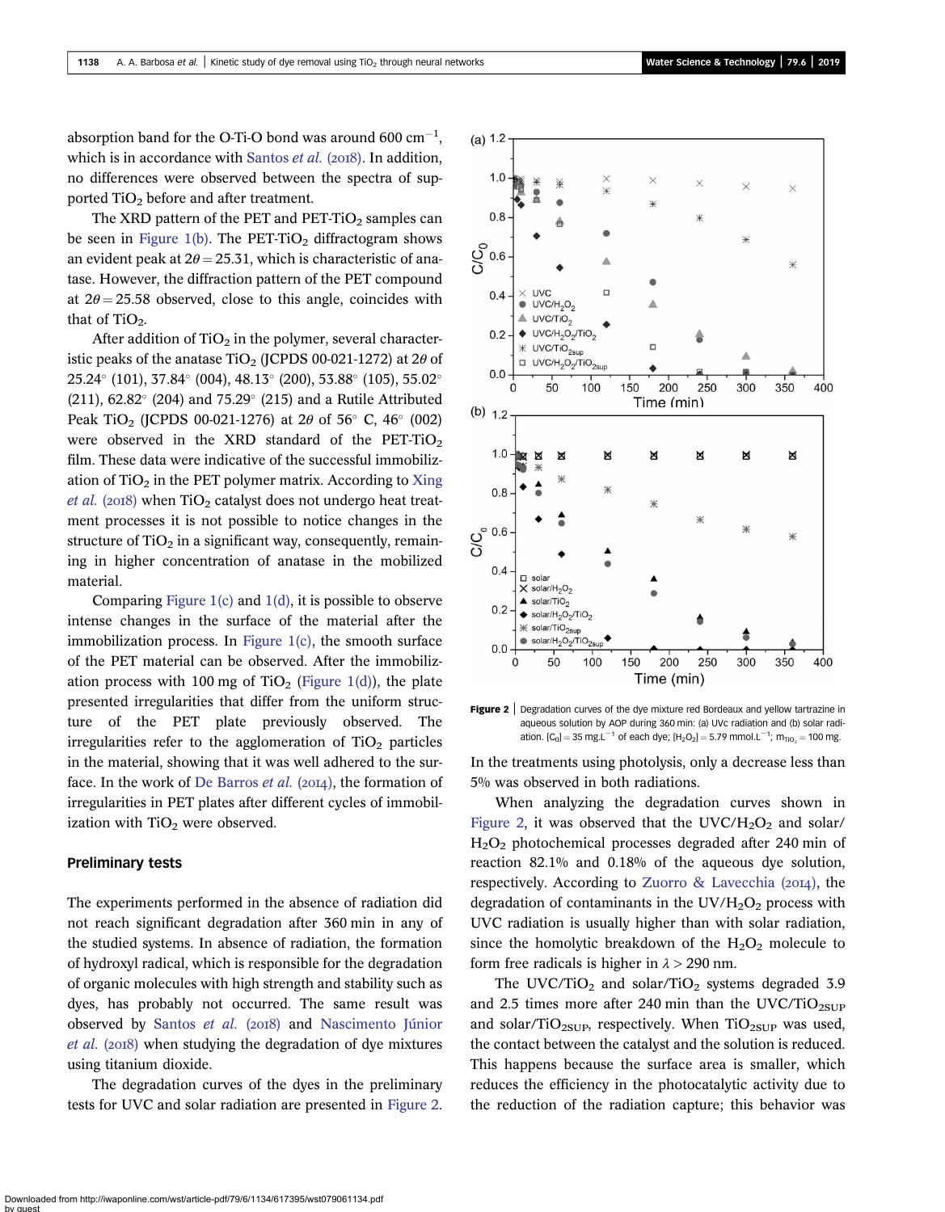absorption band for the O-Ti-O bond was around 600 $cm^{-1}$, which is in accordance with Santos *et al.* (2018). In addition, no differences were observed between the spectra of supported $TiO_2$ before and after treatment.

The XRD pattern of the PET and PET-$TiO_2$ samples can be seen in Figure 1(b). The PET-$TiO_2$ diffractogram shows an evident peak at $2\theta = 25.31$, which is characteristic of anatase. However, the diffraction pattern of the PET compound at $2\theta = 25.58$ observed, close to this angle, coincides with that of $TiO_2$.

After addition of $TiO_2$ in the polymer, several characteristic peaks of the anatase $TiO_2$ (JCPDS 00-021-1272) at $2\theta$ of 25.24° (101), 37.84° (004), 48.13° (200), 53.88° (105), 55.02° (211), 62.82° (204) and 75.29° (215) and a Rutile Attributed Peak $TiO_2$ (JCPDS 00-021-1276) at $2\theta$ of 56° C, 46° (002) were observed in the XRD standard of the PET-$TiO_2$ film. These data were indicative of the successful immobilization of $TiO_2$ in the PET polymer matrix. According to Xing *et al.* (2018) when $TiO_2$ catalyst does not undergo heat treatment processes it is not possible to notice changes in the structure of $TiO_2$ in a significant way, consequently, remaining in higher concentration of anatase in the mobilized material.

Comparing Figure 1(c) and 1(d), it is possible to observe intense changes in the surface of the material after the immobilization process. In Figure 1(c), the smooth surface of the PET material can be observed. After the immobilization process with 100 mg of $TiO_2$ (Figure 1(d)), the plate presented irregularities that differ from the uniform structure of the PET plate previously observed. The irregularities refer to the agglomeration of $TiO_2$ particles in the material, showing that it was well adhered to the surface. In the work of De Barros *et al.* (2014), the formation of irregularities in PET plates after different cycles of immobilization with $TiO_2$ were observed.

## Preliminary tests

The experiments performed in the absence of radiation did not reach significant degradation after 360 min in any of the studied systems. In absence of radiation, the formation of hydroxyl radical, which is responsible for the degradation of organic molecules with high strength and stability such as dyes, has probably not occurred. The same result was observed by Santos *et al.* (2018) and Nascimento Júnior *et al.* (2018) when studying the degradation of dye mixtures using titanium dioxide.

The degradation curves of the dyes in the preliminary tests for UVC and solar radiation are presented in Figure 2.

**Figure 2** | Degradation curves of the dye mixture red Bordeaux and yellow tartrazine in aqueous solution by AOP during 360 min: (a) UVc radiation and (b) solar radiation. $[C_0] = 35$ mg.$L^{-1}$ of each dye; $[H_2O_2] = 5.79$ mmol.$L^{-1}$; $m_{TiO_2} = 100$ mg.

In the treatments using photolysis, only a decrease less than 5% was observed in both radiations.

When analyzing the degradation curves shown in Figure 2, it was observed that the UVC/$H_2O_2$ and solar/$H_2O_2$ photochemical processes degraded after 240 min of reaction 82.1% and 0.18% of the aqueous dye solution, respectively. According to Zuorro & Lavecchia (2014), the degradation of contaminants in the UV/$H_2O_2$ process with UVC radiation is usually higher than with solar radiation, since the homolytic breakdown of the $H_2O_2$ molecule to form free radicals is higher in $\lambda > 290$ nm.

The UVC/$TiO_2$ and solar/$TiO_2$ systems degraded 3.9 and 2.5 times more after 240 min than the UVC/$TiO_{2SUP}$ and solar/$TiO_{2SUP}$, respectively. When $TiO_{2SUP}$ was used, the contact between the catalyst and the solution is reduced. This happens because the surface area is smaller, which reduces the efficiency in the photocatalytic activity due to the reduction of the radiation capture; this behavior was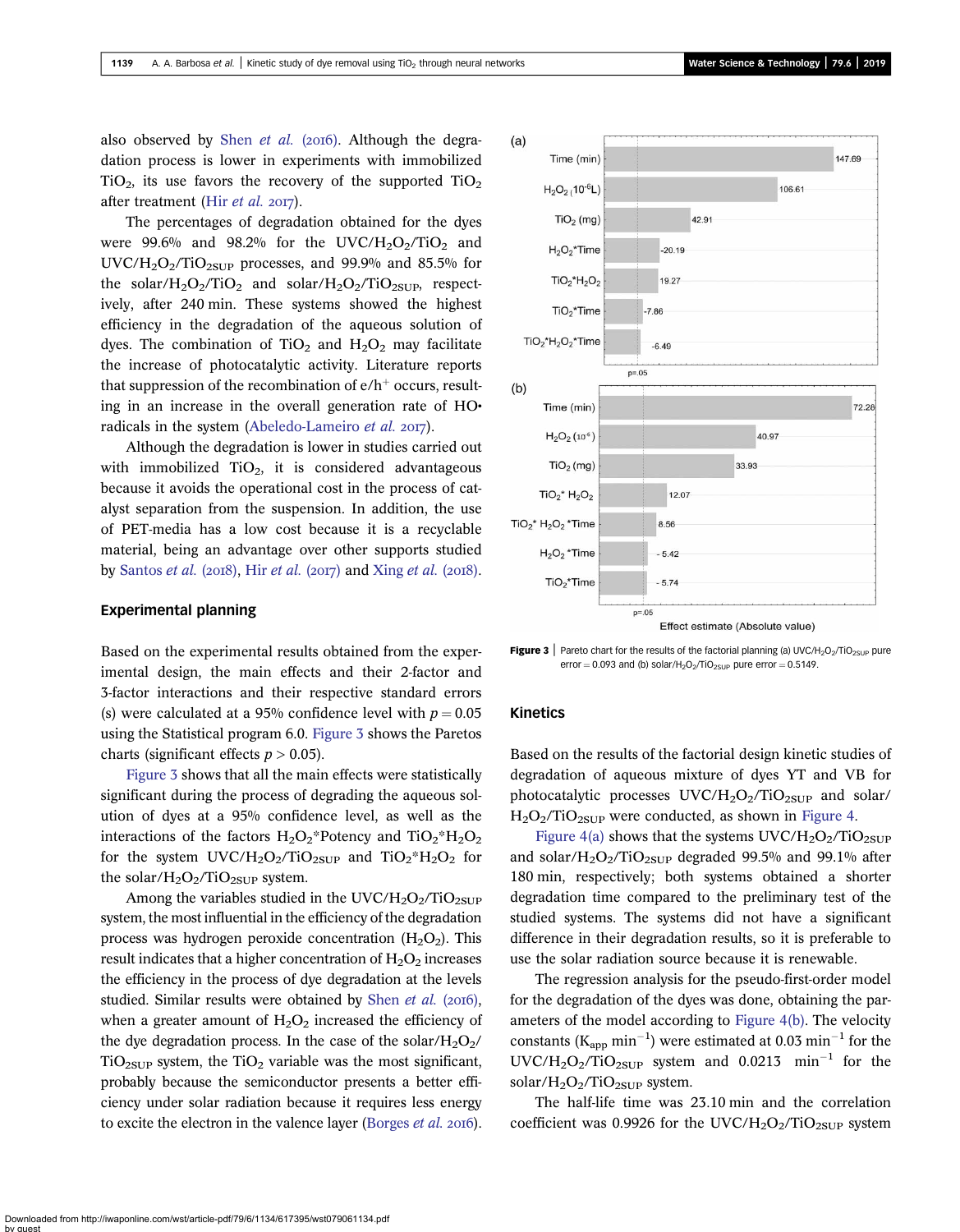also observed by Shen *et al.* (2016). Although the degradation process is lower in experiments with immobilized $TiO_2$, its use favors the recovery of the supported $TiO_2$ after treatment (Hir *et al.* 2017).

The percentages of degradation obtained for the dyes were 99.6% and 98.2% for the UVC/$H_2O_2$/$TiO_2$ and UVC/$H_2O_2$/$TiO_{2SUP}$ processes, and 99.9% and 85.5% for the solar/$H_2O_2$/$TiO_2$ and solar/$H_2O_2$/$TiO_{2SUP}$, respectively, after 240 min. These systems showed the highest efficiency in the degradation of the aqueous solution of dyes. The combination of $TiO_2$ and $H_2O_2$ may facilitate the increase of photocatalytic activity. Literature reports that suppression of the recombination of $e/h^+$ occurs, resulting in an increase in the overall generation rate of HO• radicals in the system (Abeledo-Lameiro *et al.* 2017).

Although the degradation is lower in studies carried out with immobilized $TiO_2$, it is considered advantageous because it avoids the operational cost in the process of catalyst separation from the suspension. In addition, the use of PET-media has a low cost because it is a recyclable material, being an advantage over other supports studied by Santos *et al.* (2018), Hir *et al.* (2017) and Xing *et al.* (2018).

## Experimental planning

Based on the experimental results obtained from the experimental design, the main effects and their 2-factor and 3-factor interactions and their respective standard errors (s) were calculated at a 95% confidence level with $p = 0.05$ using the Statistical program 6.0. Figure 3 shows the Paretos charts (significant effects $p > 0.05$).

Figure 3 shows that all the main effects were statistically significant during the process of degrading the aqueous solution of dyes at a 95% confidence level, as well as the interactions of the factors $H_2O_2$*Potency and $TiO_2$*$H_2O_2$ for the system UVC/$H_2O_2$/$TiO_{2SUP}$ and $TiO_2$*$H_2O_2$ for the solar/$H_2O_2$/$TiO_{2SUP}$ system.

Among the variables studied in the UVC/$H_2O_2$/$TiO_{2SUP}$ system, the most influential in the efficiency of the degradation process was hydrogen peroxide concentration ($H_2O_2$). This result indicates that a higher concentration of $H_2O_2$ increases the efficiency in the process of dye degradation at the levels studied. Similar results were obtained by Shen *et al.* (2016), when a greater amount of $H_2O_2$ increased the efficiency of the dye degradation process. In the case of the solar/$H_2O_2$/$TiO_{2SUP}$ system, the $TiO_2$ variable was the most significant, probably because the semiconductor presents a better efficiency under solar radiation because it requires less energy to excite the electron in the valence layer (Borges *et al.* 2016).

Figure 3 | Pareto chart for the results of the factorial planning (a) UVC/$H_2O_2$/$TiO_{2SUP}$ pure error = 0.093 and (b) solar/$H_2O_2$/$TiO_{2SUP}$ pure error = 0.5149.

## Kinetics

Based on the results of the factorial design kinetic studies of degradation of aqueous mixture of dyes YT and VB for photocatalytic processes UVC/$H_2O_2$/$TiO_{2SUP}$ and solar/$H_2O_2$/$TiO_{2SUP}$ were conducted, as shown in Figure 4.

Figure 4(a) shows that the systems UVC/$H_2O_2$/$TiO_{2SUP}$ and solar/$H_2O_2$/$TiO_{2SUP}$ degraded 99.5% and 99.1% after 180 min, respectively; both systems obtained a shorter degradation time compared to the preliminary test of the studied systems. The systems did not have a significant difference in their degradation results, so it is preferable to use the solar radiation source because it is renewable.

The regression analysis for the pseudo-first-order model for the degradation of the dyes was done, obtaining the parameters of the model according to Figure 4(b). The velocity constants ($K_{app}$ $min^{-1}$) were estimated at 0.03 $min^{-1}$ for the UVC/$H_2O_2$/$TiO_{2SUP}$ system and 0.0213 $min^{-1}$ for the solar/$H_2O_2$/$TiO_{2SUP}$ system.

The half-life time was 23.10 min and the correlation coefficient was 0.9926 for the UVC/$H_2O_2$/$TiO_{2SUP}$ system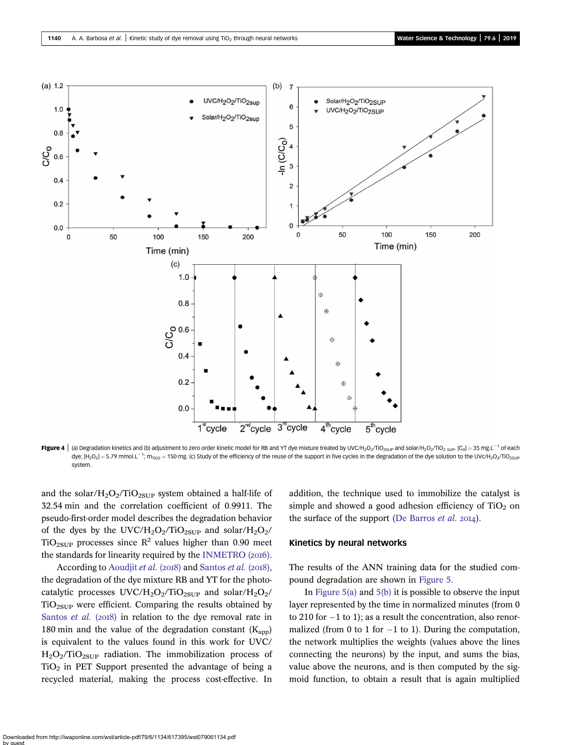**Figure 4** | (a) Degradation kinetics and (b) adjustment to zero order kinetic model for RB and YT dye mixture treated by UVC/$H_2O_2$/$TiO_{2SUP}$ and solar/$H_2O_2$/$TiO_{2\ SUP}$. [$C_0$] = 35 mg.$L^{-1}$ of each dye; [$H_2O_2$] = 5.79 mmol.$L^{-1}$; $m_{TiO2}$ = 150 mg. (c) Study of the efficiency of the reuse of the support in five cycles in the degradation of the dye solution to the UVc/$H_2O_2$/$TiO_{2SUP}$ system.

and the solar/$H_2O_2$/$TiO_{2SUP}$ system obtained a half-life of 32.54 min and the correlation coefficient of 0.9911. The pseudo-first-order model describes the degradation behavior of the dyes by the UVC/$H_2O_2$/$TiO_{2SUP}$ and solar/$H_2O_2$/$TiO_{2SUP}$ processes since $R^2$ values higher than 0.90 meet the standards for linearity required by the INMETRO (2016).

According to Aoudjit *et al.* (2018) and Santos *et al.* (2018), the degradation of the dye mixture RB and YT for the photocatalytic processes UVC/$H_2O_2$/$TiO_{2SUP}$ and solar/$H_2O_2$/$TiO_{2SUP}$ were efficient. Comparing the results obtained by Santos *et al.* (2018) in relation to the dye removal rate in 180 min and the value of the degradation constant ($K_{app}$) is equivalent to the values found in this work for UVC/$H_2O_2$/$TiO_{2SUP}$ radiation. The immobilization process of $TiO_2$ in PET Support presented the advantage of being a recycled material, making the process cost-effective. In addition, the technique used to immobilize the catalyst is simple and showed a good adhesion efficiency of $TiO_2$ on the surface of the support (De Barros *et al.* 2014).

## Kinetics by neural networks

The results of the ANN training data for the studied compound degradation are shown in Figure 5.

In Figure 5(a) and 5(b) it is possible to observe the input layer represented by the time in normalized minutes (from 0 to 210 for −1 to 1); as a result the concentration, also renormalized (from 0 to 1 for −1 to 1). During the computation, the network multiplies the weights (values above the lines connecting the neurons) by the input, and sums the bias, value above the neurons, and is then computed by the sigmoid function, to obtain a result that is again multiplied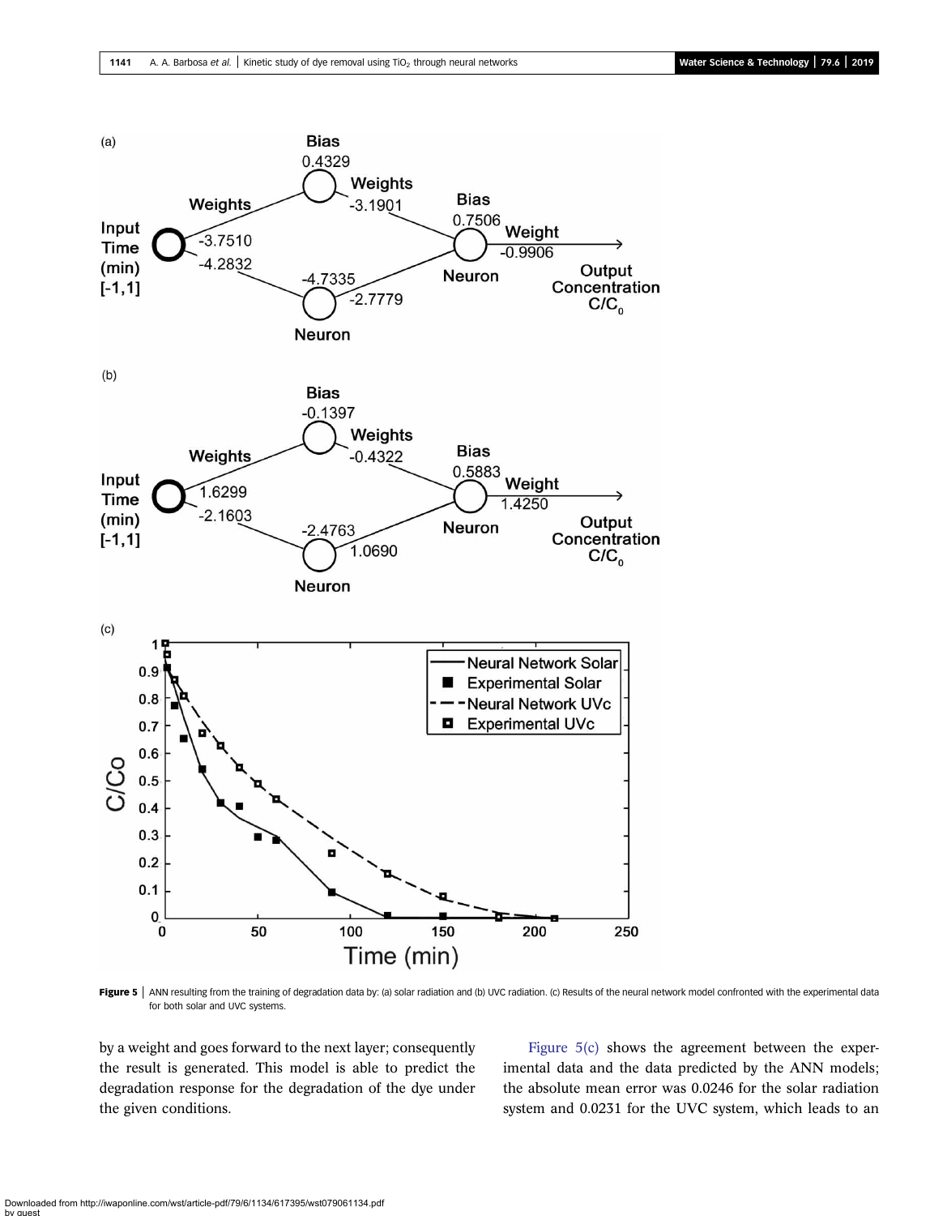**Figure 5** | ANN resulting from the training of degradation data by: (a) solar radiation and (b) UVC radiation. (c) Results of the neural network model confronted with the experimental data for both solar and UVC systems.

by a weight and goes forward to the next layer; consequently the result is generated. This model is able to predict the degradation response for the degradation of the dye under the given conditions.

Figure 5(c) shows the agreement between the experimental data and the data predicted by the ANN models; the absolute mean error was 0.0246 for the solar radiation system and 0.0231 for the UVC system, which leads to an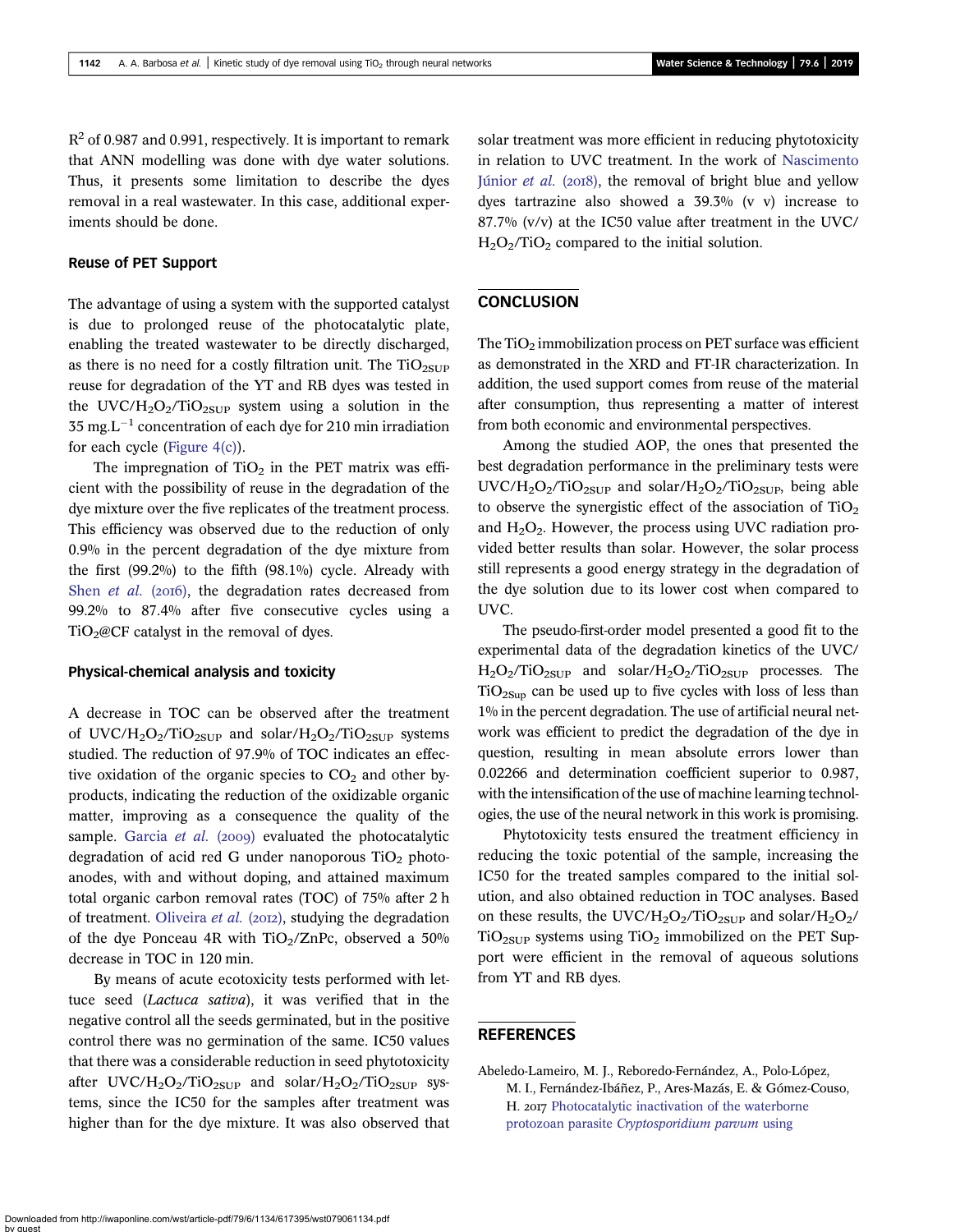$R^2$ of 0.987 and 0.991, respectively. It is important to remark that ANN modelling was done with dye water solutions. Thus, it presents some limitation to describe the dyes removal in a real wastewater. In this case, additional experiments should be done.

### Reuse of PET Support

The advantage of using a system with the supported catalyst is due to prolonged reuse of the photocatalytic plate, enabling the treated wastewater to be directly discharged, as there is no need for a costly filtration unit. The $TiO_{2SUP}$ reuse for degradation of the YT and RB dyes was tested in the UVC/$H_2O_2$/$TiO_{2SUP}$ system using a solution in the 35 $mg.L^{-1}$ concentration of each dye for 210 min irradiation for each cycle (Figure 4(c)).

The impregnation of $TiO_2$ in the PET matrix was efficient with the possibility of reuse in the degradation of the dye mixture over the five replicates of the treatment process. This efficiency was observed due to the reduction of only 0.9% in the percent degradation of the dye mixture from the first (99.2%) to the fifth (98.1%) cycle. Already with Shen *et al.* (2016), the degradation rates decreased from 99.2% to 87.4% after five consecutive cycles using a $TiO_2$@CF catalyst in the removal of dyes.

### Physical-chemical analysis and toxicity

A decrease in TOC can be observed after the treatment of UVC/$H_2O_2$/$TiO_{2SUP}$ and solar/$H_2O_2$/$TiO_{2SUP}$ systems studied. The reduction of 97.9% of TOC indicates an effective oxidation of the organic species to $CO_2$ and other byproducts, indicating the reduction of the oxidizable organic matter, improving as a consequence the quality of the sample. Garcia *et al.* (2009) evaluated the photocatalytic degradation of acid red G under nanoporous $TiO_2$ photoanodes, with and without doping, and attained maximum total organic carbon removal rates (TOC) of 75% after 2 h of treatment. Oliveira *et al.* (2012), studying the degradation of the dye Ponceau 4R with $TiO_2$/ZnPc, observed a 50% decrease in TOC in 120 min.

By means of acute ecotoxicity tests performed with lettuce seed (*Lactuca sativa*), it was verified that in the negative control all the seeds germinated, but in the positive control there was no germination of the same. IC50 values that there was a considerable reduction in seed phytotoxicity after UVC/$H_2O_2$/$TiO_{2SUP}$ and solar/$H_2O_2$/$TiO_{2SUP}$ systems, since the IC50 for the samples after treatment was higher than for the dye mixture. It was also observed that solar treatment was more efficient in reducing phytotoxicity in relation to UVC treatment. In the work of Nascimento Júnior *et al.* (2018), the removal of bright blue and yellow dyes tartrazine also showed a 39.3% (v v) increase to 87.7% (v/v) at the IC50 value after treatment in the UVC/$H_2O_2$/$TiO_2$ compared to the initial solution.

## CONCLUSION

The $TiO_2$ immobilization process on PET surface was efficient as demonstrated in the XRD and FT-IR characterization. In addition, the used support comes from reuse of the material after consumption, thus representing a matter of interest from both economic and environmental perspectives.

Among the studied AOP, the ones that presented the best degradation performance in the preliminary tests were UVC/$H_2O_2$/$TiO_{2SUP}$ and solar/$H_2O_2$/$TiO_{2SUP}$, being able to observe the synergistic effect of the association of $TiO_2$ and $H_2O_2$. However, the process using UVC radiation provided better results than solar. However, the solar process still represents a good energy strategy in the degradation of the dye solution due to its lower cost when compared to UVC.

The pseudo-first-order model presented a good fit to the experimental data of the degradation kinetics of the UVC/$H_2O_2$/$TiO_{2SUP}$ and solar/$H_2O_2$/$TiO_{2SUP}$ processes. The $TiO_{2Sup}$ can be used up to five cycles with loss of less than 1% in the percent degradation. The use of artificial neural network was efficient to predict the degradation of the dye in question, resulting in mean absolute errors lower than 0.02266 and determination coefficient superior to 0.987, with the intensification of the use of machine learning technologies, the use of the neural network in this work is promising.

Phytotoxicity tests ensured the treatment efficiency in reducing the toxic potential of the sample, increasing the IC50 for the treated samples compared to the initial solution, and also obtained reduction in TOC analyses. Based on these results, the UVC/$H_2O_2$/$TiO_{2SUP}$ and solar/$H_2O_2$/$TiO_{2SUP}$ systems using $TiO_2$ immobilized on the PET Support were efficient in the removal of aqueous solutions from YT and RB dyes.

## REFERENCES

Abeledo-Lameiro, M. J., Reboredo-Fernández, A., Polo-López, M. I., Fernández-Ibáñez, P., Ares-Mazás, E. & Gómez-Couso, H. 2017 Photocatalytic inactivation of the waterborne protozoan parasite *Cryptosporidium parvum* using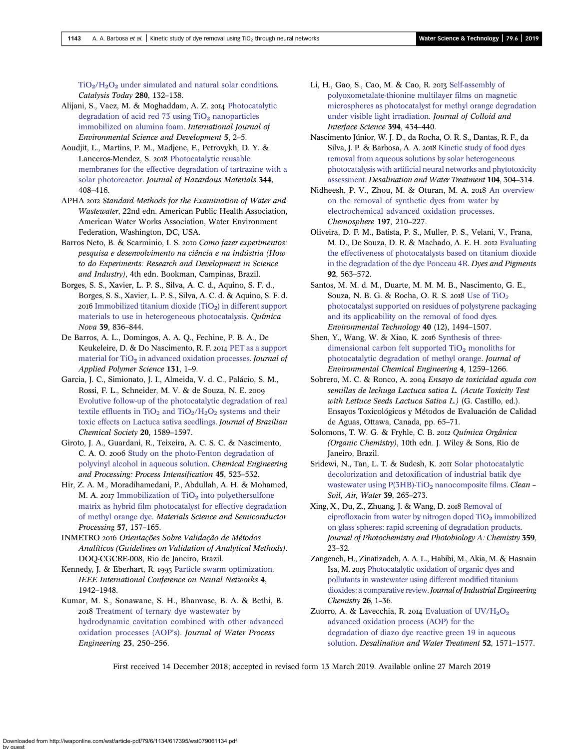$TiO_2/H_2O_2$ under simulated and natural solar conditions. *Catalysis Today* **280**, 132–138.

Alijani, S., Vaez, M. & Moghaddam, A. Z. 2014 Photocatalytic degradation of acid red 73 using $TiO_2$ nanoparticles immobilized on alumina foam. *International Journal of Environmental Science and Development* **5**, 2–5.

Aoudjit, L., Martins, P. M., Madjene, F., Petrovykh, D. Y. & Lanceros-Mendez, S. 2018 Photocatalytic reusable membranes for the effective degradation of tartrazine with a solar photoreactor. *Journal of Hazardous Materials* **344**, 408–416.

APHA 2012 *Standard Methods for the Examination of Water and Wastewater*, 22nd edn. American Public Health Association, American Water Works Association, Water Environment Federation, Washington, DC, USA.

Barros Neto, B. & Scarminio, I. S. 2010 *Como fazer experimentos: pesquisa e desenvolvimento na ciência e na indústria (How to do Experiments: Research and Development in Science and Industry)*, 4th edn. Bookman, Campinas, Brazil.

Borges, S. S., Xavier, L. P. S., Silva, A. C. d., Aquino, S. F. d., Borges, S. S., Xavier, L. P. S., Silva, A. C. d. & Aquino, S. F. d. 2016 Immobilized titanium dioxide ($TiO_2$) in different support materials to use in heterogeneous photocatalysis. *Química Nova* **39**, 836–844.

De Barros, A. L., Domingos, A. A. Q., Fechine, P. B. A., De Keukeleire, D. & Do Nascimento, R. F. 2014 PET as a support material for $TiO_2$ in advanced oxidation processes. *Journal of Applied Polymer Science* **131**, 1–9.

Garcia, J. C., Simionato, J. I., Almeida, V. d. C., Palácio, S. M., Rossi, F. L., Schneider, M. V. & de Souza, N. E. 2009 Evolutive follow-up of the photocatalytic degradation of real textile effluents in $TiO_2$ and $TiO_2/H_2O_2$ systems and their toxic effects on Lactuca sativa seedlings. *Journal of Brazilian Chemical Society* **20**, 1589–1597.

Giroto, J. A., Guardani, R., Teixeira, A. C. S. C. & Nascimento, C. A. O. 2006 Study on the photo-Fenton degradation of polyvinyl alcohol in aqueous solution. *Chemical Engineering and Processing: Process Intensification* **45**, 523–532.

Hir, Z. A. M., Moradihamedani, P., Abdullah, A. H. & Mohamed, M. A. 2017 Immobilization of $TiO_2$ into polyethersulfone matrix as hybrid film photocatalyst for effective degradation of methyl orange dye. *Materials Science and Semiconductor Processing* **57**, 157–165.

INMETRO 2016 *Orientações Sobre Validação de Métodos Analíticos (Guidelines on Validation of Analytical Methods)*. DOQ-CGCRE-008, Rio de Janeiro, Brazil.

Kennedy, J. & Eberhart, R. 1995 Particle swarm optimization. *IEEE International Conference on Neural Networks* **4**, 1942–1948.

Kumar, M. S., Sonawane, S. H., Bhanvase, B. A. & Bethi, B. 2018 Treatment of ternary dye wastewater by hydrodynamic cavitation combined with other advanced oxidation processes (AOP's). *Journal of Water Process Engineering* **23**, 250–256.

Li, H., Gao, S., Cao, M. & Cao, R. 2013 Self-assembly of polyoxometalate-thionine multilayer films on magnetic microspheres as photocatalyst for methyl orange degradation under visible light irradiation. *Journal of Colloid and Interface Science* **394**, 434–440.

Nascimento Júnior, W. J. D., da Rocha, O. R. S., Dantas, R. F., da Silva, J. P. & Barbosa, A. A. 2018 Kinetic study of food dyes removal from aqueous solutions by solar heterogeneous photocatalysis with artificial neural networks and phytotoxicity assessment. *Desalination and Water Treatment* **104**, 304–314.

Nidheesh, P. V., Zhou, M. & Oturan, M. A. 2018 An overview on the removal of synthetic dyes from water by electrochemical advanced oxidation processes. *Chemosphere* **197**, 210–227.

Oliveira, D. F. M., Batista, P. S., Muller, P. S., Velani, V., Frana, M. D., De Souza, D. R. & Machado, A. E. H. 2012 Evaluating the effectiveness of photocatalysts based on titanium dioxide in the degradation of the dye Ponceau 4R. *Dyes and Pigments* **92**, 563–572.

Santos, M. M. d. M., Duarte, M. M. M. B., Nascimento, G. E., Souza, N. B. G. & Rocha, O. R. S. 2018 Use of $TiO_2$ photocatalyst supported on residues of polystyrene packaging and its applicability on the removal of food dyes. *Environmental Technology* **40** (12), 1494–1507.

Shen, Y., Wang, W. & Xiao, K. 2016 Synthesis of three-dimensional carbon felt supported $TiO_2$ monoliths for photocatalytic degradation of methyl orange. *Journal of Environmental Chemical Engineering* **4**, 1259–1266.

Sobrero, M. C. & Ronco, A. 2004 *Ensayo de toxicidad aguda con semillas de lechuga Lactuca sativa L. (Acute Toxicity Test with Lettuce Seeds Lactuca Sativa L.)* (G. Castillo, ed.). Ensayos Toxicológicos y Métodos de Evaluación de Calidad de Aguas, Ottawa, Canada, pp. 65–71.

Solomons, T. W. G. & Fryhle, C. B. 2012 *Química Orgânica (Organic Chemistry)*, 10th edn. J. Wiley & Sons, Rio de Janeiro, Brazil.

Sridewi, N., Tan, L. T. & Sudesh, K. 2011 Solar photocatalytic decolorization and detoxification of industrial batik dye wastewater using P(3HB)-$TiO_2$ nanocomposite films. *Clean – Soil, Air, Water* **39**, 265–273.

Xing, X., Du, Z., Zhuang, J. & Wang, D. 2018 Removal of ciprofloxacin from water by nitrogen doped $TiO_2$ immobilized on glass spheres: rapid screening of degradation products. *Journal of Photochemistry and Photobiology A: Chemistry* **359**, 23–32.

Zangeneh, H., Zinatizadeh, A. A. L., Habibi, M., Akia, M. & Hasnain Isa, M. 2015 Photocatalytic oxidation of organic dyes and pollutants in wastewater using different modified titanium dioxides: a comparative review. *Journal of Industrial Engineering Chemistry* **26**, 1–36.

Zuorro, A. & Lavecchia, R. 2014 Evaluation of UV/$H_2O_2$ advanced oxidation process (AOP) for the degradation of diazo dye reactive green 19 in aqueous solution. *Desalination and Water Treatment* **52**, 1571–1577.

First received 14 December 2018; accepted in revised form 13 March 2019. Available online 27 March 2019